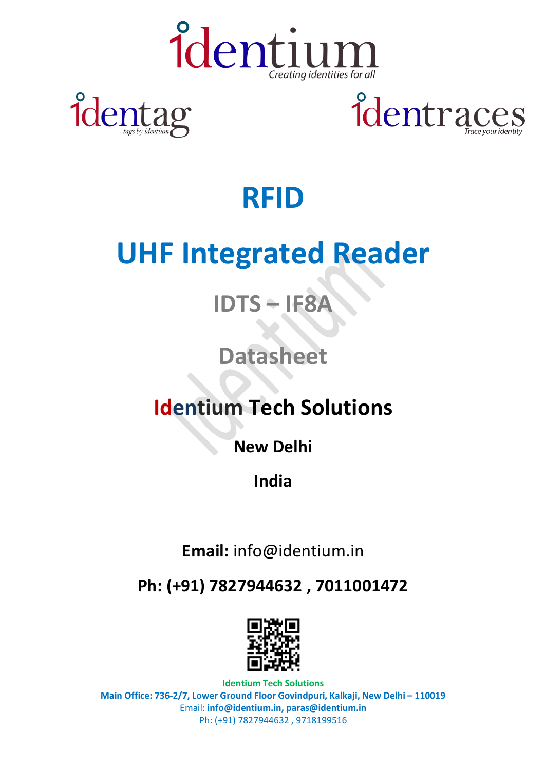identium
Creating identities for all

identag
tags by identium

identraces
Trace your identity

# RFID

# UHF Integrated Reader

## IDTS – IF8A

## Datasheet

## Identium Tech Solutions

**New Delhi**

**India**

**Email:** info@identium.in

**Ph: (+91) 7827944632 , 7011001472**

**Identium Tech Solutions**
**Main Office: 736-2/7, Lower Ground Floor Govindpuri, Kalkaji, New Delhi – 110019**
Email: **info@identium.in**, **paras@identium.in**
Ph: (+91) 7827944632 , 9718199516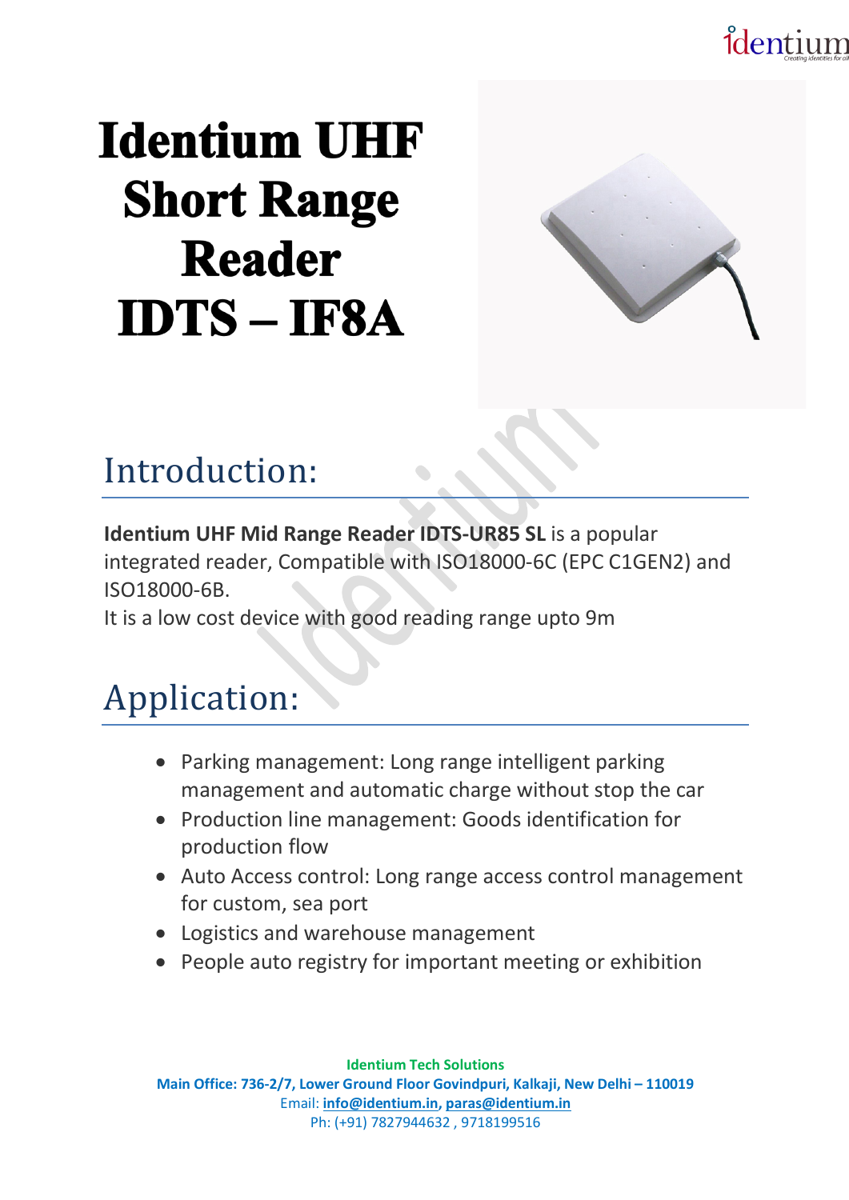# Identium UHF Short Range Reader IDTS – IF8A

## Introduction:

**Identium UHF Mid Range Reader IDTS-UR85 SL** is a popular integrated reader, Compatible with ISO18000-6C (EPC C1GEN2) and ISO18000-6B.
It is a low cost device with good reading range upto 9m

## Application:

- Parking management: Long range intelligent parking management and automatic charge without stop the car
- Production line management: Goods identification for production flow
- Auto Access control: Long range access control management for custom, sea port
- Logistics and warehouse management
- People auto registry for important meeting or exhibition

**Identium Tech Solutions**
**Main Office: 736-2/7, Lower Ground Floor Govindpuri, Kalkaji, New Delhi – 110019**
Email: **info@identium.in**, **paras@identium.in**
Ph: (+91) 7827944632 , 9718199516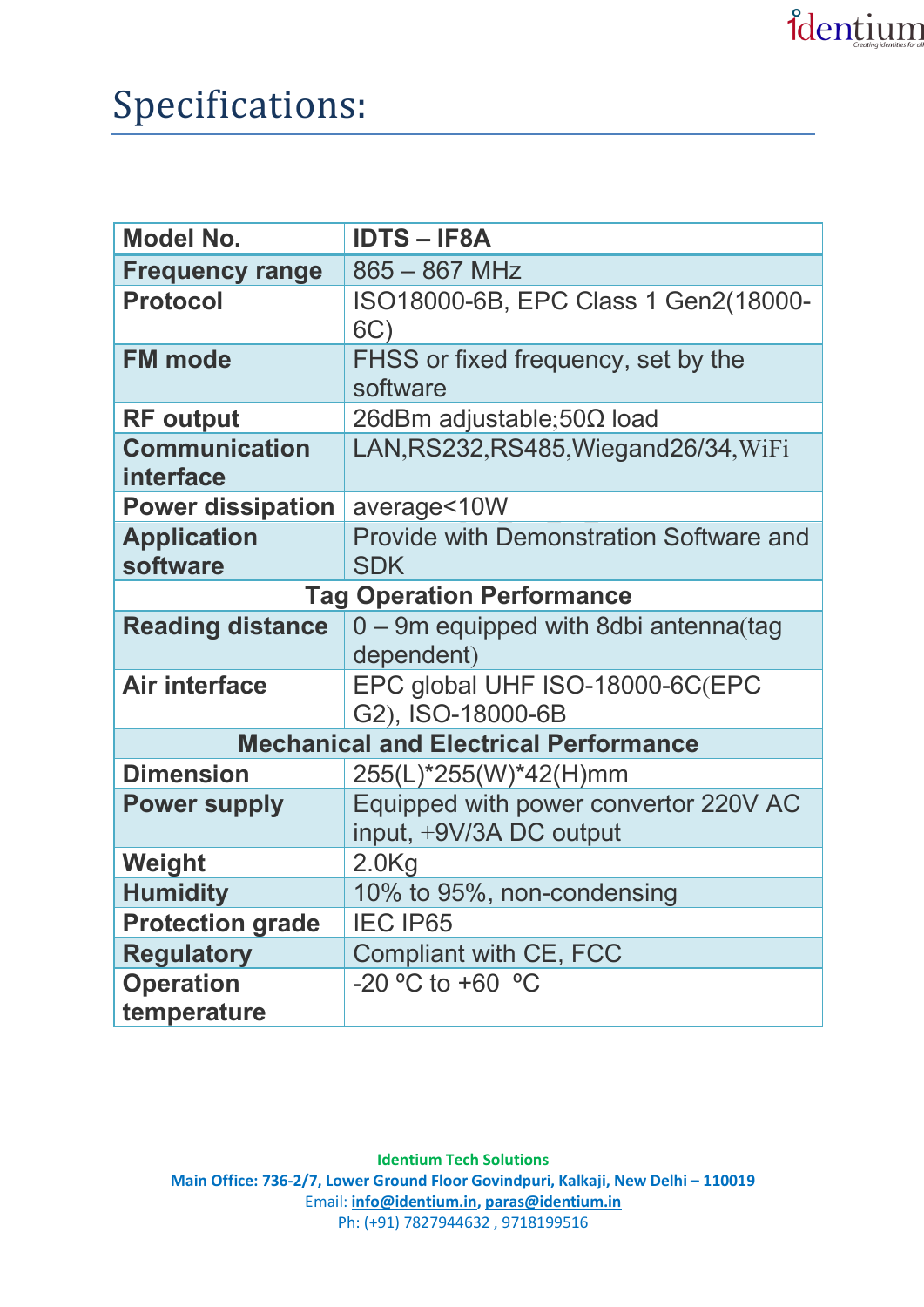# Specifications:

| Model No. | IDTS – IF8A |
|---|---|
| Frequency range | 865 – 867 MHz |
| Protocol | ISO18000-6B, EPC Class 1 Gen2(18000-6C) |
| FM mode | FHSS or fixed frequency, set by the software |
| RF output | 26dBm adjustable;50Ω load |
| Communication interface | LAN,RS232,RS485,Wiegand26/34,WiFi |
| Power dissipation | average<10W |
| Application software | Provide with Demonstration Software and SDK |
| **Tag Operation Performance** | |
| Reading distance | 0 – 9m equipped with 8dbi antenna(tag dependent) |
| Air interface | EPC global UHF ISO-18000-6C(EPC G2), ISO-18000-6B |
| **Mechanical and Electrical Performance** | |
| Dimension | 255(L)*255(W)*42(H)mm |
| Power supply | Equipped with power convertor 220V AC input, +9V/3A DC output |
| Weight | 2.0Kg |
| Humidity | 10% to 95%, non-condensing |
| Protection grade | IEC IP65 |
| Regulatory | Compliant with CE, FCC |
| Operation temperature | -20 ºC to +60 ºC |

**Identium Tech Solutions**
**Main Office: 736-2/7, Lower Ground Floor Govindpuri, Kalkaji, New Delhi – 110019**
Email: info@identium.in, paras@identium.in
Ph: (+91) 7827944632 , 9718199516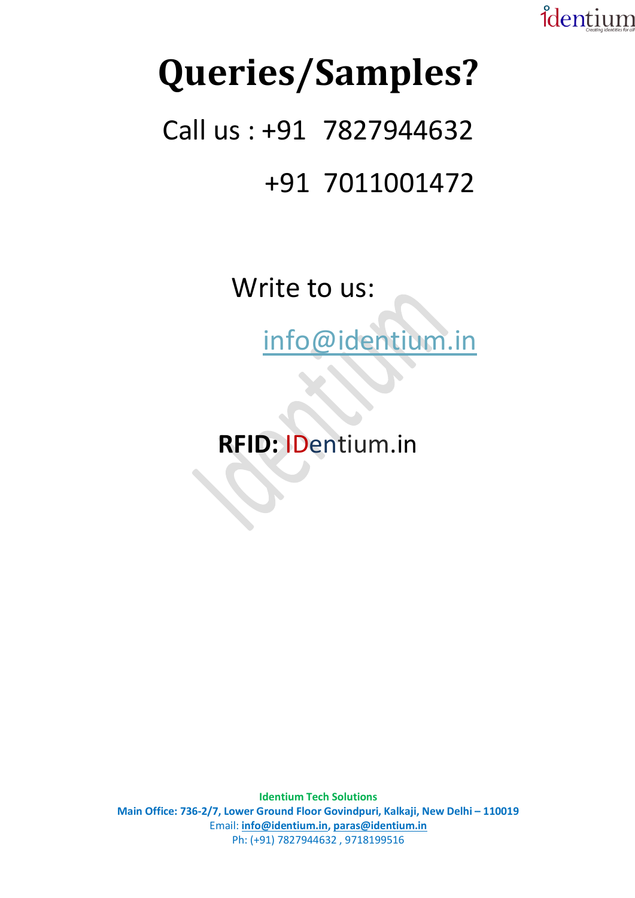# Queries/Samples?

Call us : +91 7827944632

+91 7011001472

Write to us:

info@identium.in

**RFID:** IDentium.in